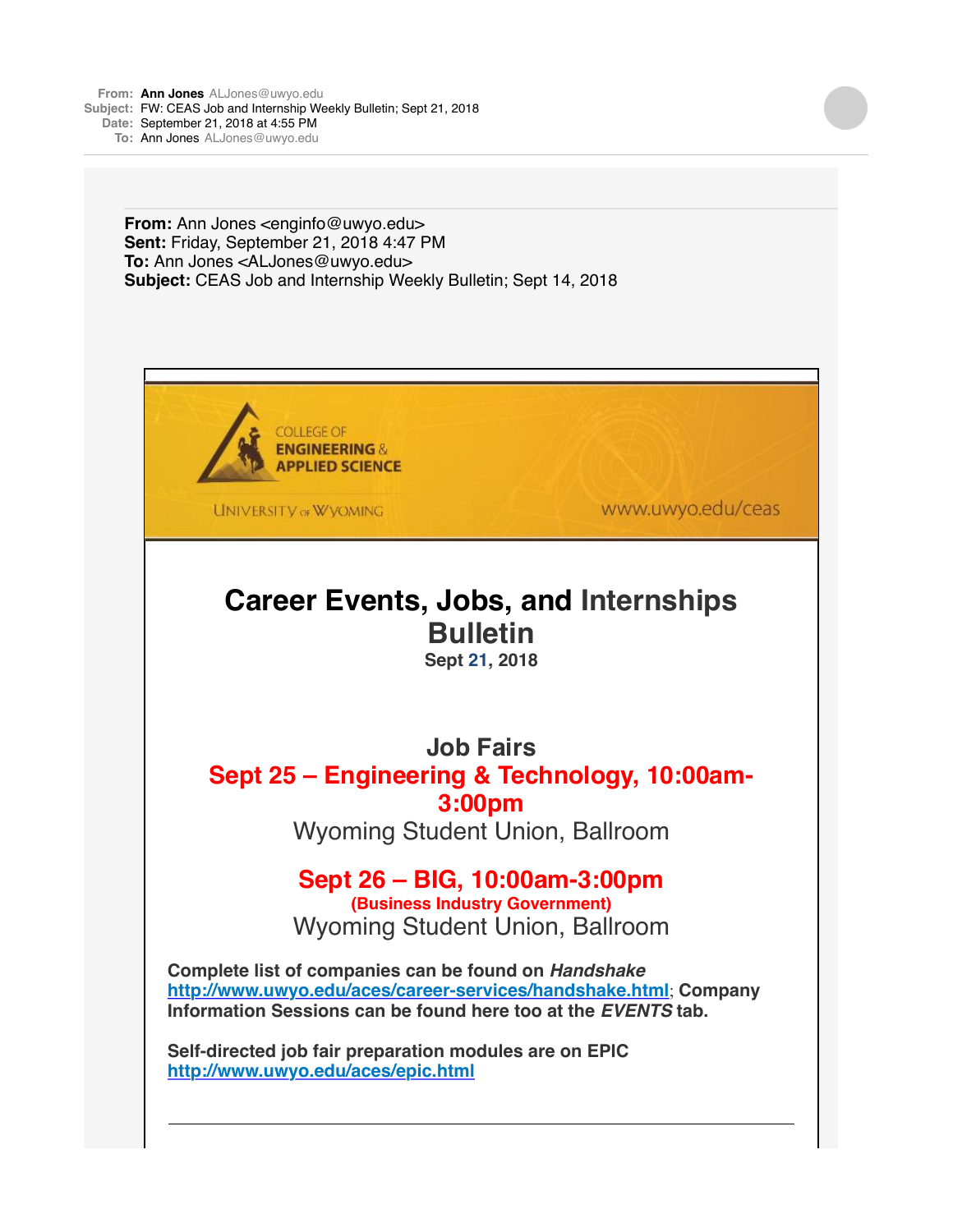**From:** Ann Jones ALJones@uwyo.edu
**Subject:** FW: CEAS Job and Internship Weekly Bulletin; Sept 21, 2018
**Date:** September 21, 2018 at 4:55 PM
**To:** Ann Jones ALJones@uwyo.edu

---

**From:** Ann Jones <enginfo@uwyo.edu>
**Sent:** Friday, September 21, 2018 4:47 PM
**To:** Ann Jones <ALJones@uwyo.edu>
**Subject:** CEAS Job and Internship Weekly Bulletin; Sept 14, 2018

COLLEGE OF ENGINEERING & APPLIED SCIENCE

UNIVERSITY OF WYOMING

www.uwyo.edu/ceas

# Career Events, Jobs, and Internships Bulletin

**Sept 21, 2018**

## Job Fairs

**Sept 25 – Engineering & Technology, 10:00am-3:00pm**

Wyoming Student Union, Ballroom

**Sept 26 – BIG, 10:00am-3:00pm**

**(Business Industry Government)**

Wyoming Student Union, Ballroom

**Complete list of companies can be found on *Handshake* http://www.uwyo.edu/aces/career-services/handshake.html; Company Information Sessions can be found here too at the *EVENTS* tab.**

**Self-directed job fair preparation modules are on EPIC http://www.uwyo.edu/aces/epic.html**

---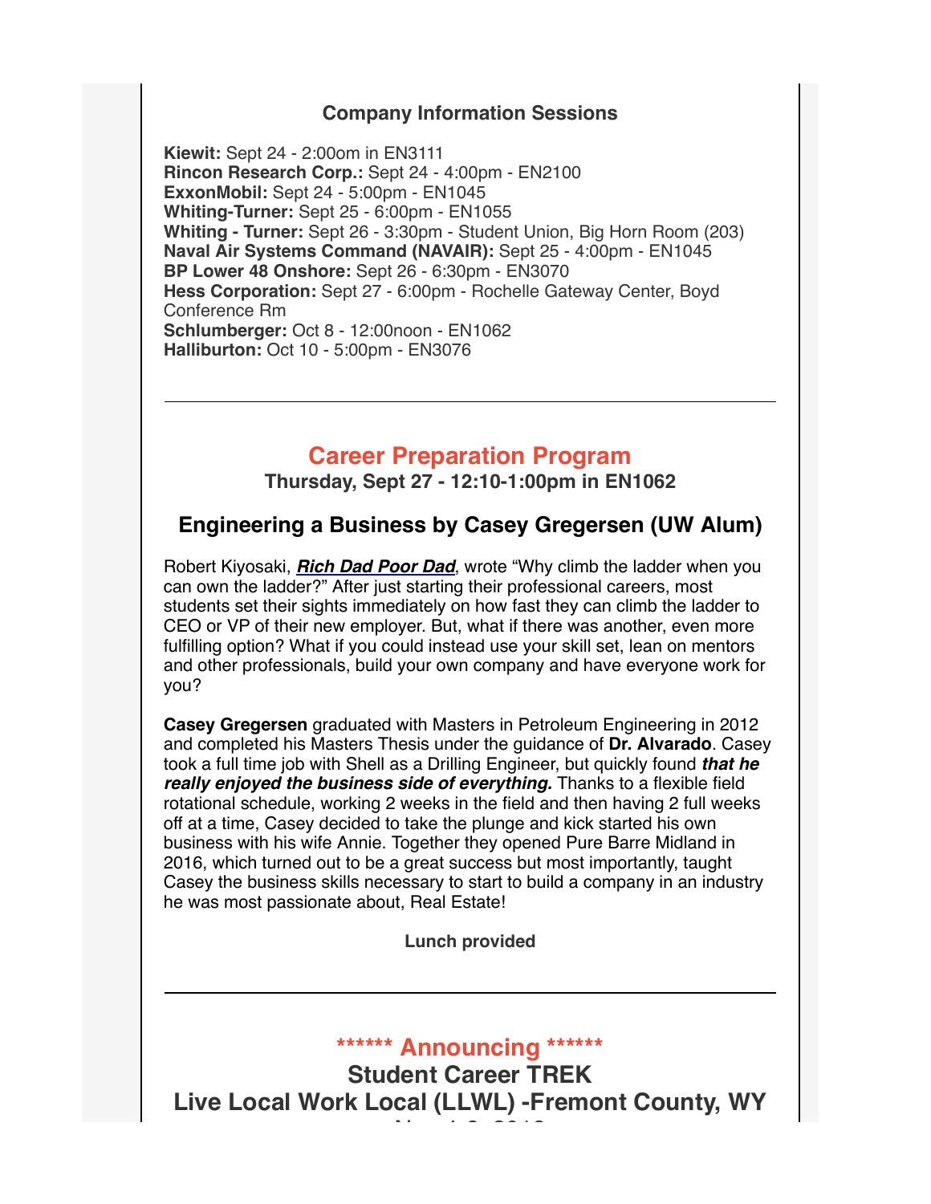### Company Information Sessions

**Kiewit:** Sept 24 - 2:00om in EN3111
**Rincon Research Corp.:** Sept 24 - 4:00pm - EN2100
**ExxonMobil:** Sept 24 - 5:00pm - EN1045
**Whiting-Turner:** Sept 25 - 6:00pm - EN1055
**Whiting - Turner:** Sept 26 - 3:30pm - Student Union, Big Horn Room (203)
**Naval Air Systems Command (NAVAIR):** Sept 25 - 4:00pm - EN1045
**BP Lower 48 Onshore:** Sept 26 - 6:30pm - EN3070
**Hess Corporation:** Sept 27 - 6:00pm - Rochelle Gateway Center, Boyd Conference Rm
**Schlumberger:** Oct 8 - 12:00noon - EN1062
**Halliburton:** Oct 10 - 5:00pm - EN3076

---

## Career Preparation Program

**Thursday, Sept 27 - 12:10-1:00pm in EN1062**

### Engineering a Business by Casey Gregersen (UW Alum)

Robert Kiyosaki, ***Rich Dad Poor Dad***, wrote "Why climb the ladder when you can own the ladder?" After just starting their professional careers, most students set their sights immediately on how fast they can climb the ladder to CEO or VP of their new employer. But, what if there was another, even more fulfilling option? What if you could instead use your skill set, lean on mentors and other professionals, build your own company and have everyone work for you?

**Casey Gregersen** graduated with Masters in Petroleum Engineering in 2012 and completed his Masters Thesis under the guidance of **Dr. Alvarado**. Casey took a full time job with Shell as a Drilling Engineer, but quickly found ***that he really enjoyed the business side of everything.*** Thanks to a flexible field rotational schedule, working 2 weeks in the field and then having 2 full weeks off at a time, Casey decided to take the plunge and kick started his own business with his wife Annie. Together they opened Pure Barre Midland in 2016, which turned out to be a great success but most importantly, taught Casey the business skills necessary to start to build a company in an industry he was most passionate about, Real Estate!

**Lunch provided**

---

## ****** Announcing ******

## Student Career TREK

## Live Local Work Local (LLWL) -Fremont County, WY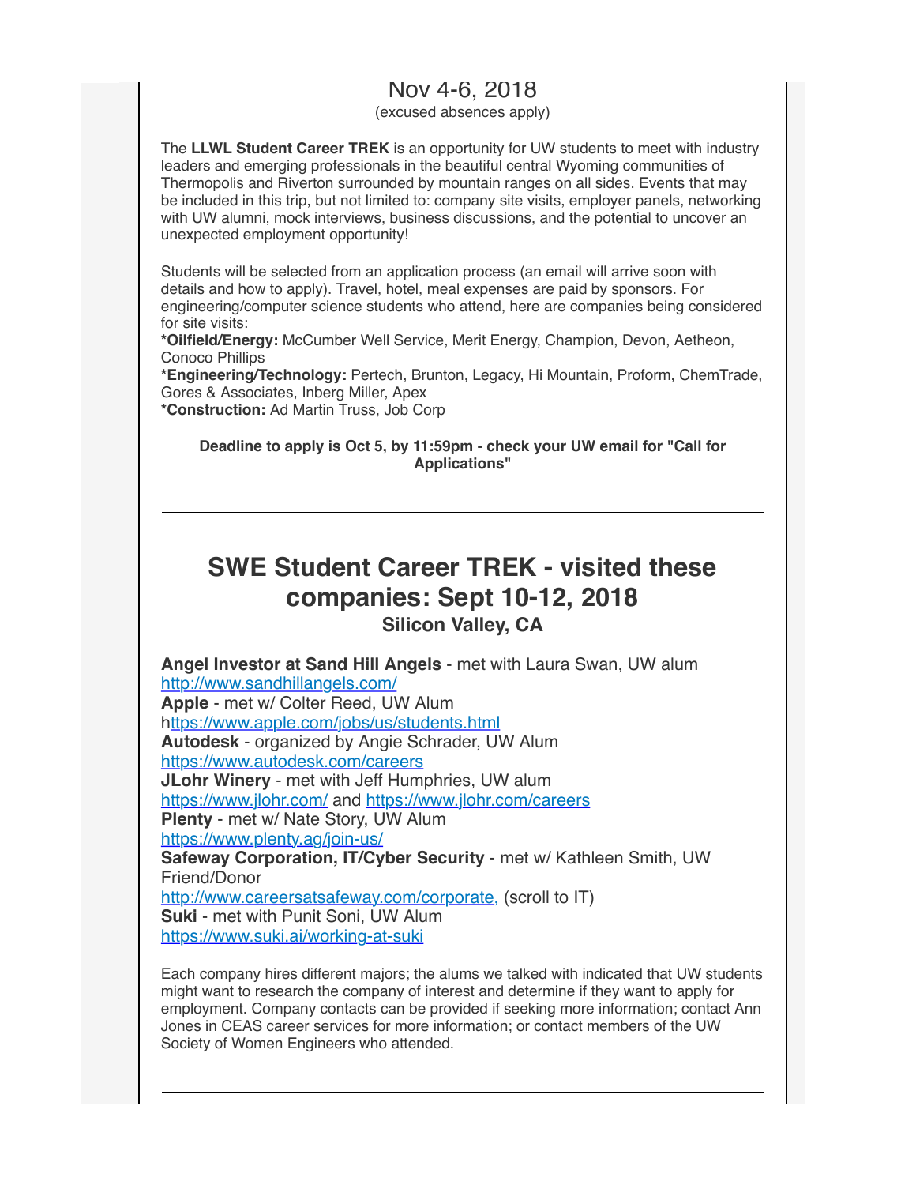Nov 4-6, 2018

(excused absences apply)

The **LLWL Student Career TREK** is an opportunity for UW students to meet with industry leaders and emerging professionals in the beautiful central Wyoming communities of Thermopolis and Riverton surrounded by mountain ranges on all sides. Events that may be included in this trip, but not limited to: company site visits, employer panels, networking with UW alumni, mock interviews, business discussions, and the potential to uncover an unexpected employment opportunity!

Students will be selected from an application process (an email will arrive soon with details and how to apply). Travel, hotel, meal expenses are paid by sponsors. For engineering/computer science students who attend, here are companies being considered for site visits:

***Oilfield/Energy:** McCumber Well Service, Merit Energy, Champion, Devon, Aetheon, Conoco Phillips

***Engineering/Technology:** Pertech, Brunton, Legacy, Hi Mountain, Proform, ChemTrade, Gores & Associates, Inberg Miller, Apex

***Construction:** Ad Martin Truss, Job Corp

**Deadline to apply is Oct 5, by 11:59pm - check your UW email for "Call for Applications"**

---

## SWE Student Career TREK - visited these companies: Sept 10-12, 2018

### Silicon Valley, CA

**Angel Investor at Sand Hill Angels** - met with Laura Swan, UW alum
http://www.sandhillangels.com/

**Apple** - met w/ Colter Reed, UW Alum
https://www.apple.com/jobs/us/students.html

**Autodesk** - organized by Angie Schrader, UW Alum
https://www.autodesk.com/careers

**JLohr Winery** - met with Jeff Humphries, UW alum
https://www.jlohr.com/ and https://www.jlohr.com/careers

**Plenty** - met w/ Nate Story, UW Alum
https://www.plenty.ag/join-us/

**Safeway Corporation, IT/Cyber Security** - met w/ Kathleen Smith, UW Friend/Donor
http://www.careersatsafeway.com/corporate, (scroll to IT)

**Suki** - met with Punit Soni, UW Alum
https://www.suki.ai/working-at-suki

Each company hires different majors; the alums we talked with indicated that UW students might want to research the company of interest and determine if they want to apply for employment. Company contacts can be provided if seeking more information; contact Ann Jones in CEAS career services for more information; or contact members of the UW Society of Women Engineers who attended.

---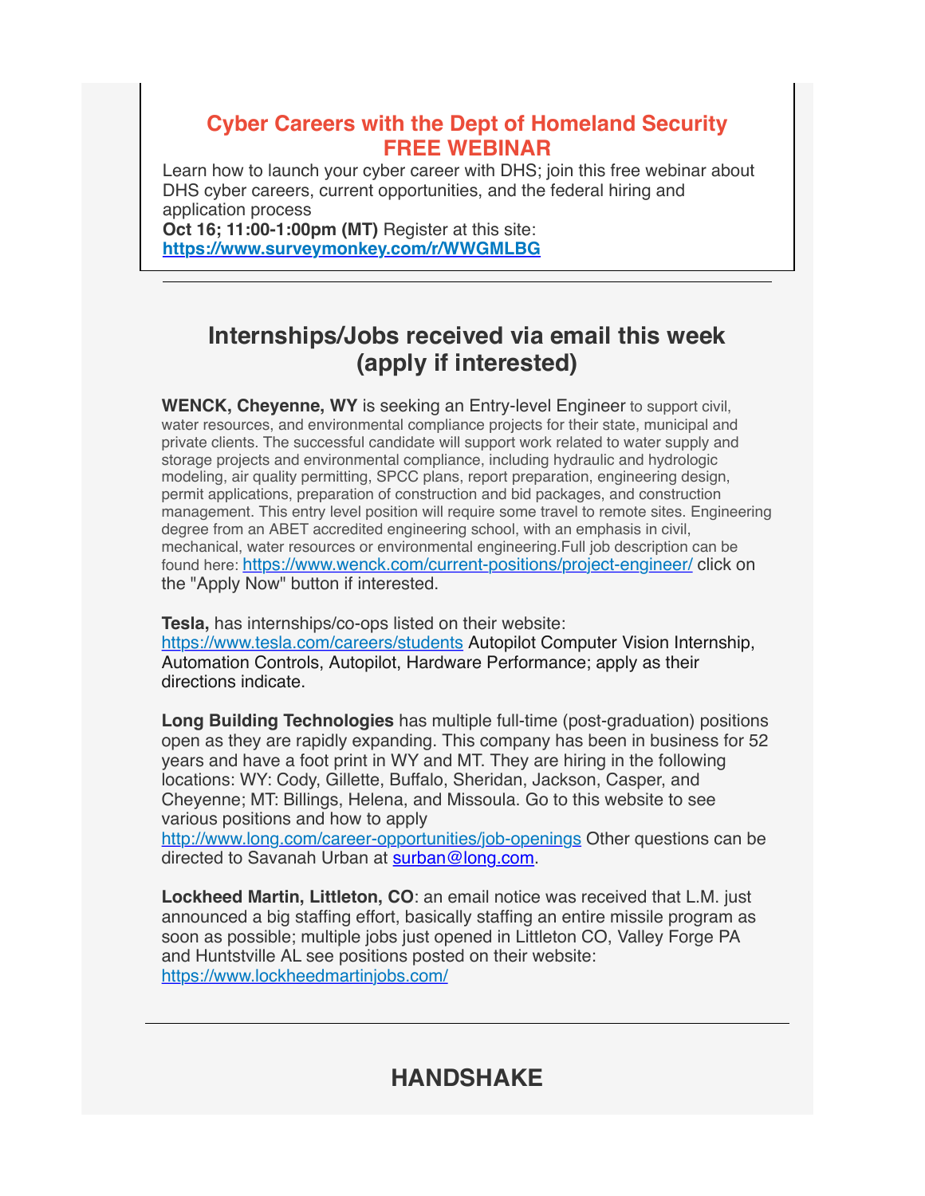## Cyber Careers with the Dept of Homeland Security FREE WEBINAR

Learn how to launch your cyber career with DHS; join this free webinar about DHS cyber careers, current opportunities, and the federal hiring and application process

**Oct 16; 11:00-1:00pm (MT)** Register at this site: **https://www.surveymonkey.com/r/WWGMLBG**

---

## Internships/Jobs received via email this week (apply if interested)

**WENCK, Cheyenne, WY** is seeking an Entry-level Engineer to support civil, water resources, and environmental compliance projects for their state, municipal and private clients. The successful candidate will support work related to water supply and storage projects and environmental compliance, including hydraulic and hydrologic modeling, air quality permitting, SPCC plans, report preparation, engineering design, permit applications, preparation of construction and bid packages, and construction management. This entry level position will require some travel to remote sites. Engineering degree from an ABET accredited engineering school, with an emphasis in civil, mechanical, water resources or environmental engineering.Full job description can be found here: https://www.wenck.com/current-positions/project-engineer/ click on the "Apply Now" button if interested.

**Tesla,** has internships/co-ops listed on their website: https://www.tesla.com/careers/students Autopilot Computer Vision Internship, Automation Controls, Autopilot, Hardware Performance; apply as their directions indicate.

**Long Building Technologies** has multiple full-time (post-graduation) positions open as they are rapidly expanding. This company has been in business for 52 years and have a foot print in WY and MT. They are hiring in the following locations: WY: Cody, Gillette, Buffalo, Sheridan, Jackson, Casper, and Cheyenne; MT: Billings, Helena, and Missoula. Go to this website to see various positions and how to apply http://www.long.com/career-opportunities/job-openings Other questions can be directed to Savanah Urban at surban@long.com.

**Lockheed Martin, Littleton, CO**: an email notice was received that L.M. just announced a big staffing effort, basically staffing an entire missile program as soon as possible; multiple jobs just opened in Littleton CO, Valley Forge PA and Huntstville AL see positions posted on their website: https://www.lockheedmartinjobs.com/

---

## HANDSHAKE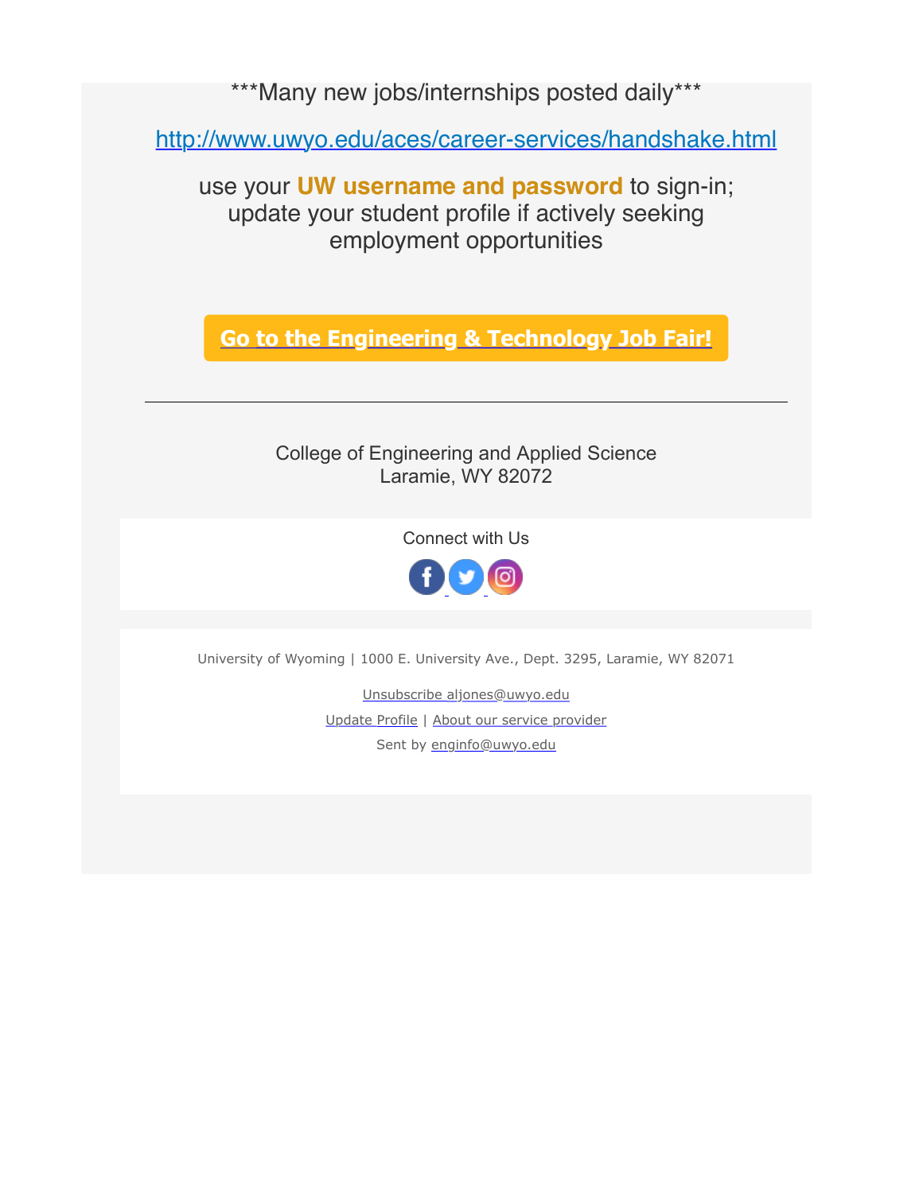***Many new jobs/internships posted daily***

http://www.uwyo.edu/aces/career-services/handshake.html

use your **UW username and password** to sign-in; update your student profile if actively seeking employment opportunities

**Go to the Engineering & Technology Job Fair!**

---

College of Engineering and Applied Science
Laramie, WY 82072

Connect with Us

University of Wyoming | 1000 E. University Ave., Dept. 3295, Laramie, WY 82071

Unsubscribe aljones@uwyo.edu

Update Profile | About our service provider

Sent by enginfo@uwyo.edu